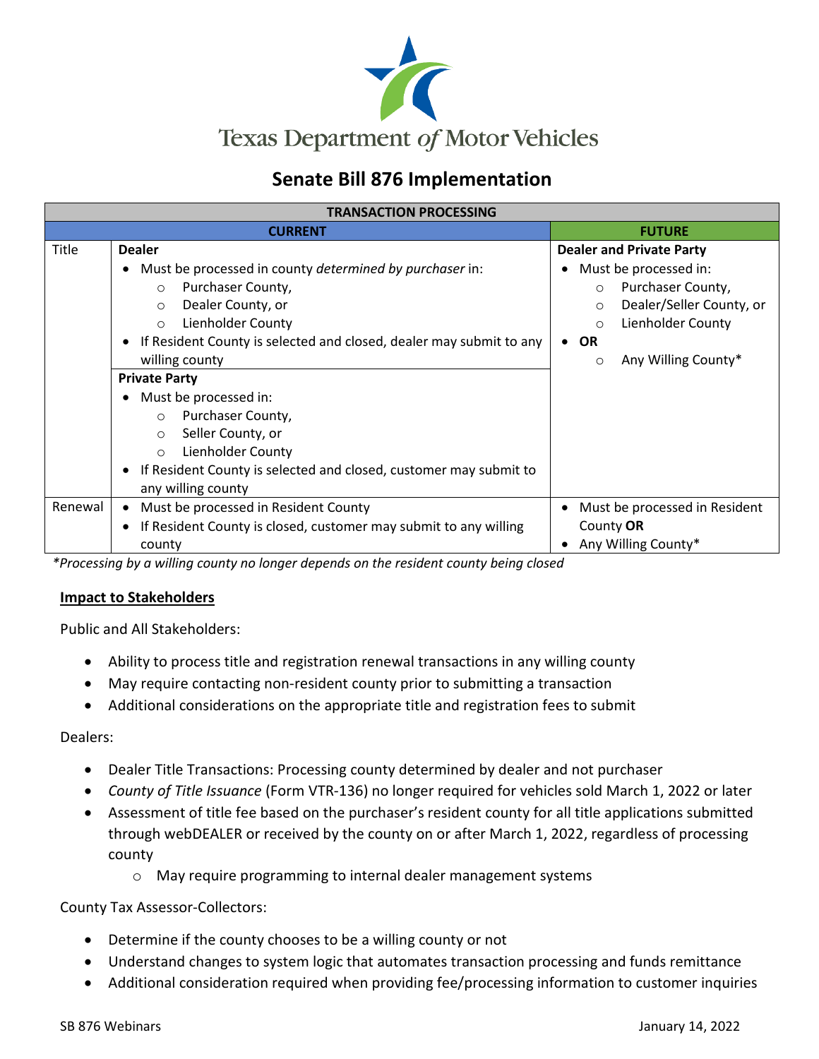Texas Department *of* Motor Vehicles

# Senate Bill 876 Implementation

| TRANSACTION PROCESSING | | |
|---|---|---|
| | **CURRENT** | **FUTURE** |
| Title | **Dealer**<br>• Must be processed in county *determined by purchaser* in:<br>  ○ Purchaser County,<br>  ○ Dealer County, or<br>  ○ Lienholder County<br>• If Resident County is selected and closed, dealer may submit to any willing county<br>**Private Party**<br>• Must be processed in:<br>  ○ Purchaser County,<br>  ○ Seller County, or<br>  ○ Lienholder County<br>• If Resident County is selected and closed, customer may submit to any willing county | **Dealer and Private Party**<br>• Must be processed in:<br>  ○ Purchaser County,<br>  ○ Dealer/Seller County, or<br>  ○ Lienholder County<br>• **OR**<br>  ○ Any Willing County* |
| Renewal | • Must be processed in Resident County<br>• If Resident County is closed, customer may submit to any willing county | • Must be processed in Resident County **OR**<br>• Any Willing County* |

*\*Processing by a willing county no longer depends on the resident county being closed*

## Impact to Stakeholders

Public and All Stakeholders:

- Ability to process title and registration renewal transactions in any willing county
- May require contacting non-resident county prior to submitting a transaction
- Additional considerations on the appropriate title and registration fees to submit

Dealers:

- Dealer Title Transactions: Processing county determined by dealer and not purchaser
- *County of Title Issuance* (Form VTR-136) no longer required for vehicles sold March 1, 2022 or later
- Assessment of title fee based on the purchaser's resident county for all title applications submitted through webDEALER or received by the county on or after March 1, 2022, regardless of processing county
  - May require programming to internal dealer management systems

County Tax Assessor-Collectors:

- Determine if the county chooses to be a willing county or not
- Understand changes to system logic that automates transaction processing and funds remittance
- Additional consideration required when providing fee/processing information to customer inquiries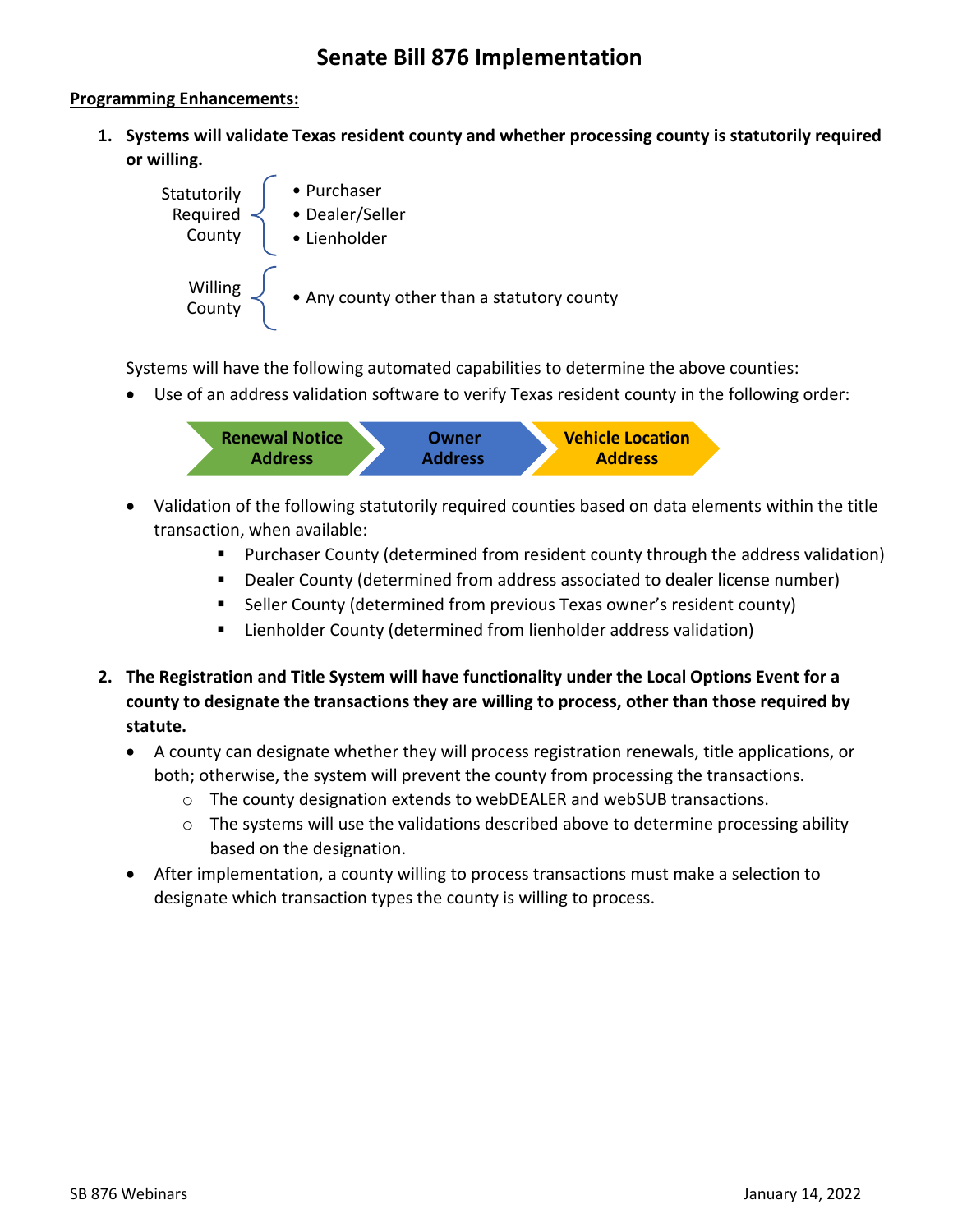# Senate Bill 876 Implementation

**Programming Enhancements:**

1. **Systems will validate Texas resident county and whether processing county is statutorily required or willing.**

   Statutorily Required County
   - Purchaser
   - Dealer/Seller
   - Lienholder

   Willing County
   - Any county other than a statutory county

   Systems will have the following automated capabilities to determine the above counties:

   - Use of an address validation software to verify Texas resident county in the following order:

     **Renewal Notice Address** → **Owner Address** → **Vehicle Location Address**

   - Validation of the following statutorily required counties based on data elements within the title transaction, when available:
     - Purchaser County (determined from resident county through the address validation)
     - Dealer County (determined from address associated to dealer license number)
     - Seller County (determined from previous Texas owner's resident county)
     - Lienholder County (determined from lienholder address validation)

2. **The Registration and Title System will have functionality under the Local Options Event for a county to designate the transactions they are willing to process, other than those required by statute.**
   - A county can designate whether they will process registration renewals, title applications, or both; otherwise, the system will prevent the county from processing the transactions.
     - The county designation extends to webDEALER and webSUB transactions.
     - The systems will use the validations described above to determine processing ability based on the designation.
   - After implementation, a county willing to process transactions must make a selection to designate which transaction types the county is willing to process.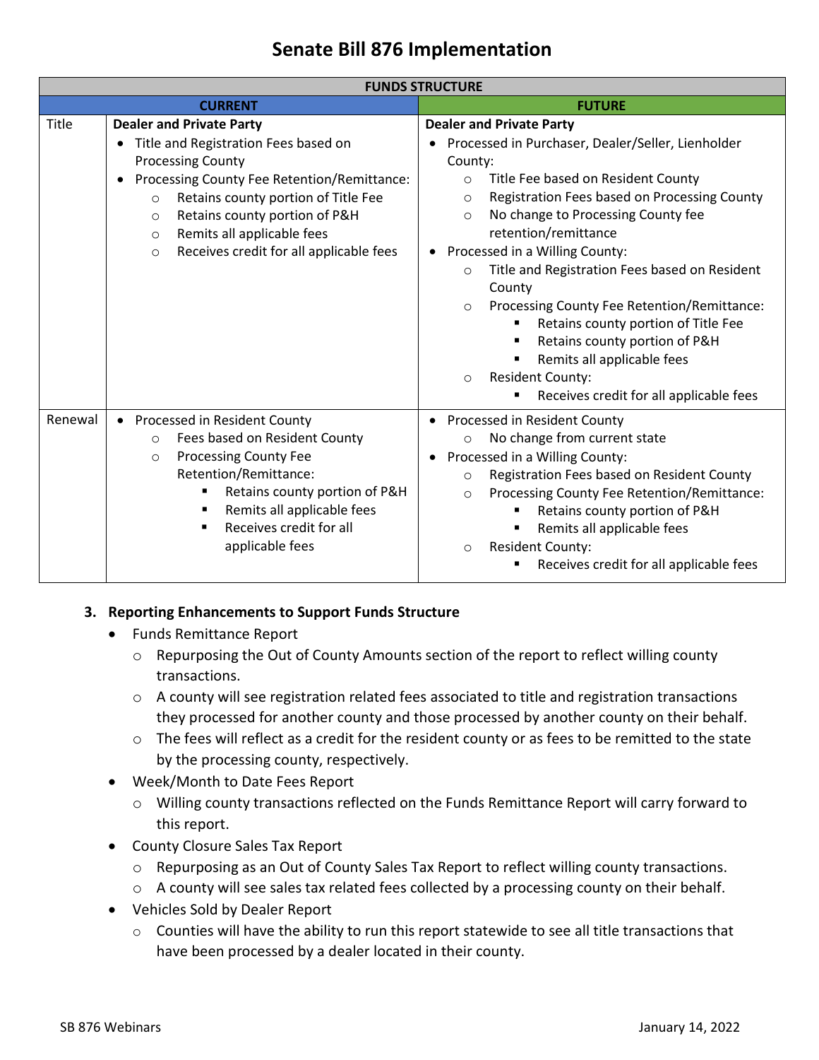# Senate Bill 876 Implementation

| FUNDS STRUCTURE | | |
|---|---|---|
| | **CURRENT** | **FUTURE** |
| Title | **Dealer and Private Party**<br>• Title and Registration Fees based on Processing County<br>• Processing County Fee Retention/Remittance:<br>  ○ Retains county portion of Title Fee<br>  ○ Retains county portion of P&H<br>  ○ Remits all applicable fees<br>  ○ Receives credit for all applicable fees | **Dealer and Private Party**<br>• Processed in Purchaser, Dealer/Seller, Lienholder County:<br>  ○ Title Fee based on Resident County<br>  ○ Registration Fees based on Processing County<br>  ○ No change to Processing County fee retention/remittance<br>• Processed in a Willing County:<br>  ○ Title and Registration Fees based on Resident County<br>  ○ Processing County Fee Retention/Remittance:<br>    ▪ Retains county portion of Title Fee<br>    ▪ Retains county portion of P&H<br>    ▪ Remits all applicable fees<br>  ○ Resident County:<br>    ▪ Receives credit for all applicable fees |
| Renewal | • Processed in Resident County<br>  ○ Fees based on Resident County<br>  ○ Processing County Fee Retention/Remittance:<br>    ▪ Retains county portion of P&H<br>    ▪ Remits all applicable fees<br>    ▪ Receives credit for all applicable fees | • Processed in Resident County<br>  ○ No change from current state<br>• Processed in a Willing County:<br>  ○ Registration Fees based on Resident County<br>  ○ Processing County Fee Retention/Remittance:<br>    ▪ Retains county portion of P&H<br>    ▪ Remits all applicable fees<br>  ○ Resident County:<br>    ▪ Receives credit for all applicable fees |

**3. Reporting Enhancements to Support Funds Structure**

- Funds Remittance Report
  - Repurposing the Out of County Amounts section of the report to reflect willing county transactions.
  - A county will see registration related fees associated to title and registration transactions they processed for another county and those processed by another county on their behalf.
  - The fees will reflect as a credit for the resident county or as fees to be remitted to the state by the processing county, respectively.
- Week/Month to Date Fees Report
  - Willing county transactions reflected on the Funds Remittance Report will carry forward to this report.
- County Closure Sales Tax Report
  - Repurposing as an Out of County Sales Tax Report to reflect willing county transactions.
  - A county will see sales tax related fees collected by a processing county on their behalf.
- Vehicles Sold by Dealer Report
  - Counties will have the ability to run this report statewide to see all title transactions that have been processed by a dealer located in their county.